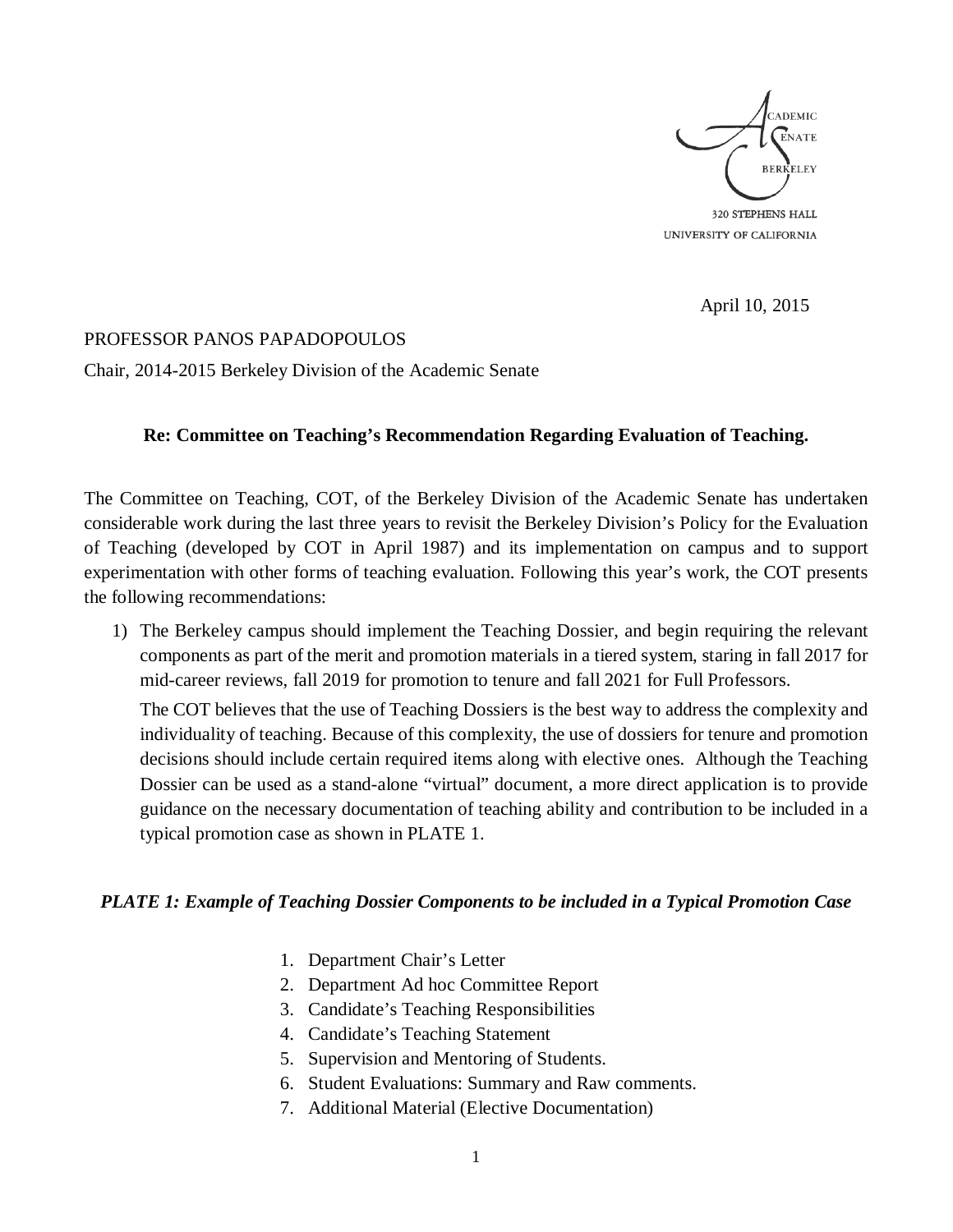ACADEMIC SENATE
BERKELEY

320 STEPHENS HALL
UNIVERSITY OF CALIFORNIA

April 10, 2015

PROFESSOR PANOS PAPADOPOULOS

Chair, 2014-2015 Berkeley Division of the Academic Senate

**Re: Committee on Teaching's Recommendation Regarding Evaluation of Teaching.**

The Committee on Teaching, COT, of the Berkeley Division of the Academic Senate has undertaken considerable work during the last three years to revisit the Berkeley Division's Policy for the Evaluation of Teaching (developed by COT in April 1987) and its implementation on campus and to support experimentation with other forms of teaching evaluation. Following this year's work, the COT presents the following recommendations:

1) The Berkeley campus should implement the Teaching Dossier, and begin requiring the relevant components as part of the merit and promotion materials in a tiered system, staring in fall 2017 for mid-career reviews, fall 2019 for promotion to tenure and fall 2021 for Full Professors.

   The COT believes that the use of Teaching Dossiers is the best way to address the complexity and individuality of teaching. Because of this complexity, the use of dossiers for tenure and promotion decisions should include certain required items along with elective ones. Although the Teaching Dossier can be used as a stand-alone "virtual" document, a more direct application is to provide guidance on the necessary documentation of teaching ability and contribution to be included in a typical promotion case as shown in PLATE 1.

***PLATE 1: Example of Teaching Dossier Components to be included in a Typical Promotion Case***

1. Department Chair's Letter
2. Department Ad hoc Committee Report
3. Candidate's Teaching Responsibilities
4. Candidate's Teaching Statement
5. Supervision and Mentoring of Students.
6. Student Evaluations: Summary and Raw comments.
7. Additional Material (Elective Documentation)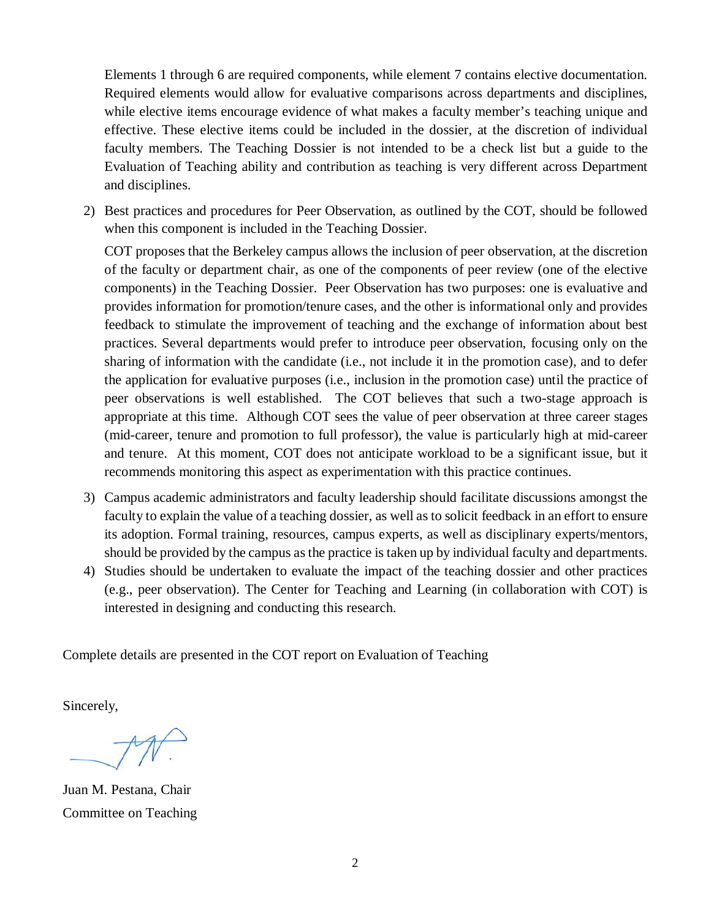Elements 1 through 6 are required components, while element 7 contains elective documentation. Required elements would allow for evaluative comparisons across departments and disciplines, while elective items encourage evidence of what makes a faculty member's teaching unique and effective. These elective items could be included in the dossier, at the discretion of individual faculty members. The Teaching Dossier is not intended to be a check list but a guide to the Evaluation of Teaching ability and contribution as teaching is very different across Department and disciplines.

2) Best practices and procedures for Peer Observation, as outlined by the COT, should be followed when this component is included in the Teaching Dossier.

   COT proposes that the Berkeley campus allows the inclusion of peer observation, at the discretion of the faculty or department chair, as one of the components of peer review (one of the elective components) in the Teaching Dossier. Peer Observation has two purposes: one is evaluative and provides information for promotion/tenure cases, and the other is informational only and provides feedback to stimulate the improvement of teaching and the exchange of information about best practices. Several departments would prefer to introduce peer observation, focusing only on the sharing of information with the candidate (i.e., not include it in the promotion case), and to defer the application for evaluative purposes (i.e., inclusion in the promotion case) until the practice of peer observations is well established. The COT believes that such a two-stage approach is appropriate at this time. Although COT sees the value of peer observation at three career stages (mid-career, tenure and promotion to full professor), the value is particularly high at mid-career and tenure. At this moment, COT does not anticipate workload to be a significant issue, but it recommends monitoring this aspect as experimentation with this practice continues.

3) Campus academic administrators and faculty leadership should facilitate discussions amongst the faculty to explain the value of a teaching dossier, as well as to solicit feedback in an effort to ensure its adoption. Formal training, resources, campus experts, as well as disciplinary experts/mentors, should be provided by the campus as the practice is taken up by individual faculty and departments.

4) Studies should be undertaken to evaluate the impact of the teaching dossier and other practices (e.g., peer observation). The Center for Teaching and Learning (in collaboration with COT) is interested in designing and conducting this research.

Complete details are presented in the COT report on Evaluation of Teaching

Sincerely,

Juan M. Pestana, Chair
Committee on Teaching